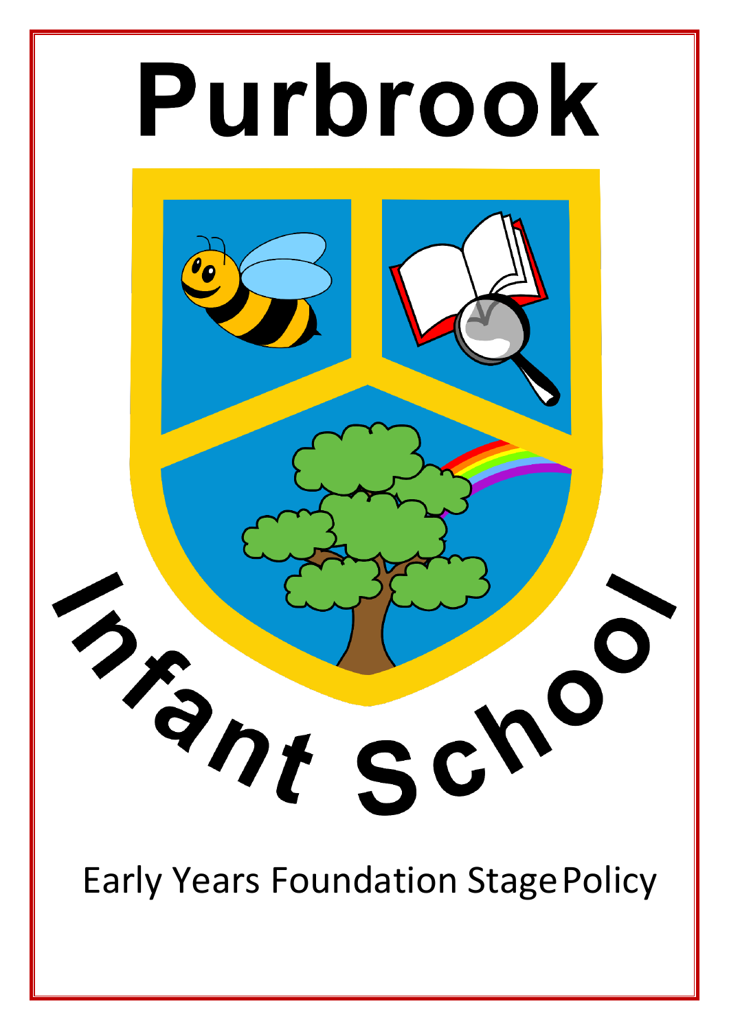# Purbrook

# Infant School

## Early Years Foundation Stage Policy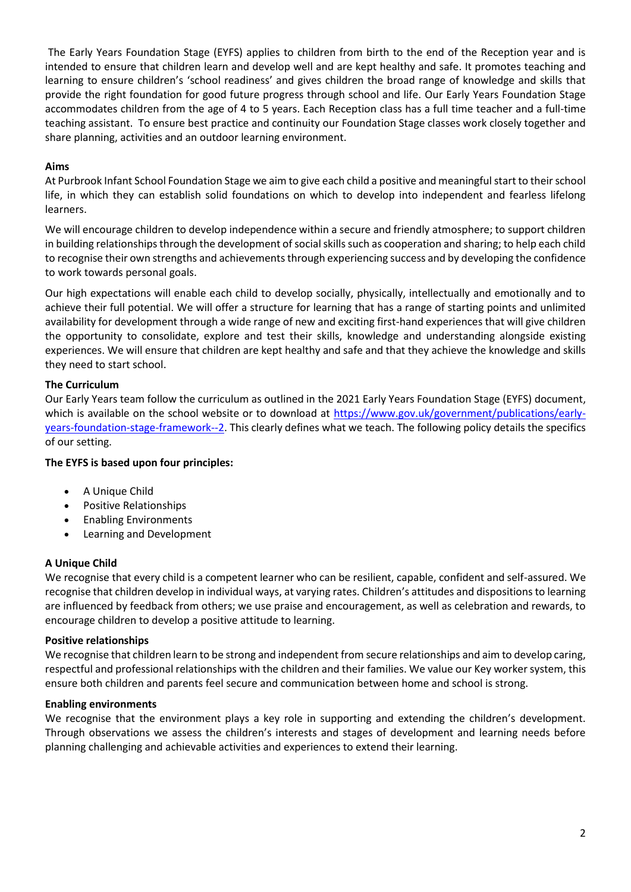The Early Years Foundation Stage (EYFS) applies to children from birth to the end of the Reception year and is intended to ensure that children learn and develop well and are kept healthy and safe. It promotes teaching and learning to ensure children's 'school readiness' and gives children the broad range of knowledge and skills that provide the right foundation for good future progress through school and life. Our Early Years Foundation Stage accommodates children from the age of 4 to 5 years. Each Reception class has a full time teacher and a full-time teaching assistant. To ensure best practice and continuity our Foundation Stage classes work closely together and share planning, activities and an outdoor learning environment.

**Aims**

At Purbrook Infant School Foundation Stage we aim to give each child a positive and meaningful start to their school life, in which they can establish solid foundations on which to develop into independent and fearless lifelong learners.

We will encourage children to develop independence within a secure and friendly atmosphere; to support children in building relationships through the development of social skills such as cooperation and sharing; to help each child to recognise their own strengths and achievements through experiencing success and by developing the confidence to work towards personal goals.

Our high expectations will enable each child to develop socially, physically, intellectually and emotionally and to achieve their full potential. We will offer a structure for learning that has a range of starting points and unlimited availability for development through a wide range of new and exciting first-hand experiences that will give children the opportunity to consolidate, explore and test their skills, knowledge and understanding alongside existing experiences. We will ensure that children are kept healthy and safe and that they achieve the knowledge and skills they need to start school.

**The Curriculum**

Our Early Years team follow the curriculum as outlined in the 2021 Early Years Foundation Stage (EYFS) document, which is available on the school website or to download at https://www.gov.uk/government/publications/early-years-foundation-stage-framework--2. This clearly defines what we teach. The following policy details the specifics of our setting.

**The EYFS is based upon four principles:**

- A Unique Child
- Positive Relationships
- Enabling Environments
- Learning and Development

**A Unique Child**

We recognise that every child is a competent learner who can be resilient, capable, confident and self-assured. We recognise that children develop in individual ways, at varying rates. Children's attitudes and dispositions to learning are influenced by feedback from others; we use praise and encouragement, as well as celebration and rewards, to encourage children to develop a positive attitude to learning.

**Positive relationships**

We recognise that children learn to be strong and independent from secure relationships and aim to develop caring, respectful and professional relationships with the children and their families. We value our Key worker system, this ensure both children and parents feel secure and communication between home and school is strong.

**Enabling environments**

We recognise that the environment plays a key role in supporting and extending the children's development. Through observations we assess the children's interests and stages of development and learning needs before planning challenging and achievable activities and experiences to extend their learning.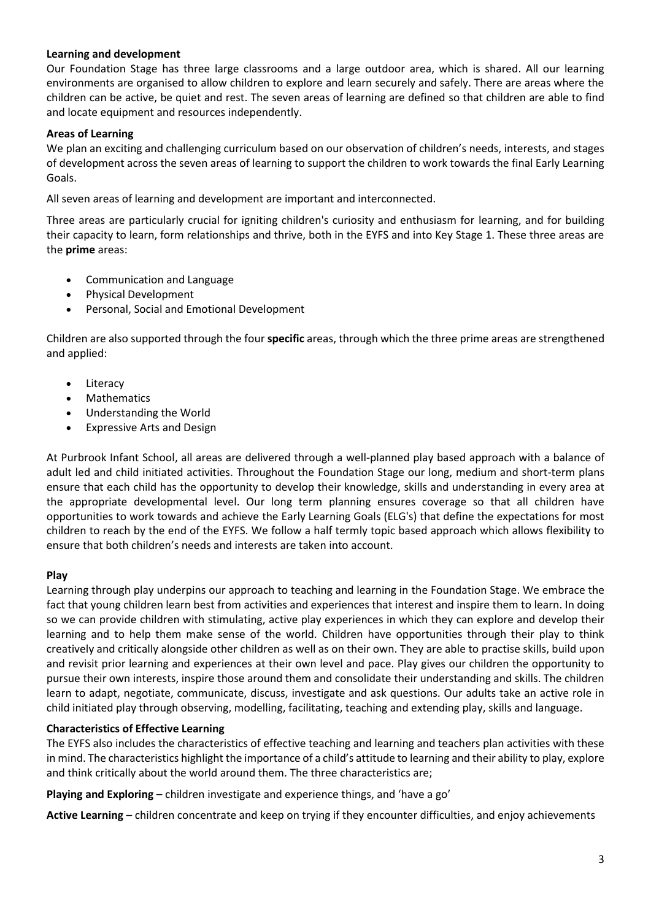**Learning and development**

Our Foundation Stage has three large classrooms and a large outdoor area, which is shared. All our learning environments are organised to allow children to explore and learn securely and safely. There are areas where the children can be active, be quiet and rest. The seven areas of learning are defined so that children are able to find and locate equipment and resources independently.

**Areas of Learning**

We plan an exciting and challenging curriculum based on our observation of children's needs, interests, and stages of development across the seven areas of learning to support the children to work towards the final Early Learning Goals.

All seven areas of learning and development are important and interconnected.

Three areas are particularly crucial for igniting children's curiosity and enthusiasm for learning, and for building their capacity to learn, form relationships and thrive, both in the EYFS and into Key Stage 1. These three areas are the **prime** areas:

- Communication and Language
- Physical Development
- Personal, Social and Emotional Development

Children are also supported through the four **specific** areas, through which the three prime areas are strengthened and applied:

- Literacy
- Mathematics
- Understanding the World
- Expressive Arts and Design

At Purbrook Infant School, all areas are delivered through a well-planned play based approach with a balance of adult led and child initiated activities. Throughout the Foundation Stage our long, medium and short-term plans ensure that each child has the opportunity to develop their knowledge, skills and understanding in every area at the appropriate developmental level. Our long term planning ensures coverage so that all children have opportunities to work towards and achieve the Early Learning Goals (ELG's) that define the expectations for most children to reach by the end of the EYFS. We follow a half termly topic based approach which allows flexibility to ensure that both children's needs and interests are taken into account.

**Play**

Learning through play underpins our approach to teaching and learning in the Foundation Stage. We embrace the fact that young children learn best from activities and experiences that interest and inspire them to learn. In doing so we can provide children with stimulating, active play experiences in which they can explore and develop their learning and to help them make sense of the world. Children have opportunities through their play to think creatively and critically alongside other children as well as on their own. They are able to practise skills, build upon and revisit prior learning and experiences at their own level and pace. Play gives our children the opportunity to pursue their own interests, inspire those around them and consolidate their understanding and skills. The children learn to adapt, negotiate, communicate, discuss, investigate and ask questions. Our adults take an active role in child initiated play through observing, modelling, facilitating, teaching and extending play, skills and language.

**Characteristics of Effective Learning**

The EYFS also includes the characteristics of effective teaching and learning and teachers plan activities with these in mind. The characteristics highlight the importance of a child's attitude to learning and their ability to play, explore and think critically about the world around them. The three characteristics are;

**Playing and Exploring** – children investigate and experience things, and 'have a go'

**Active Learning** – children concentrate and keep on trying if they encounter difficulties, and enjoy achievements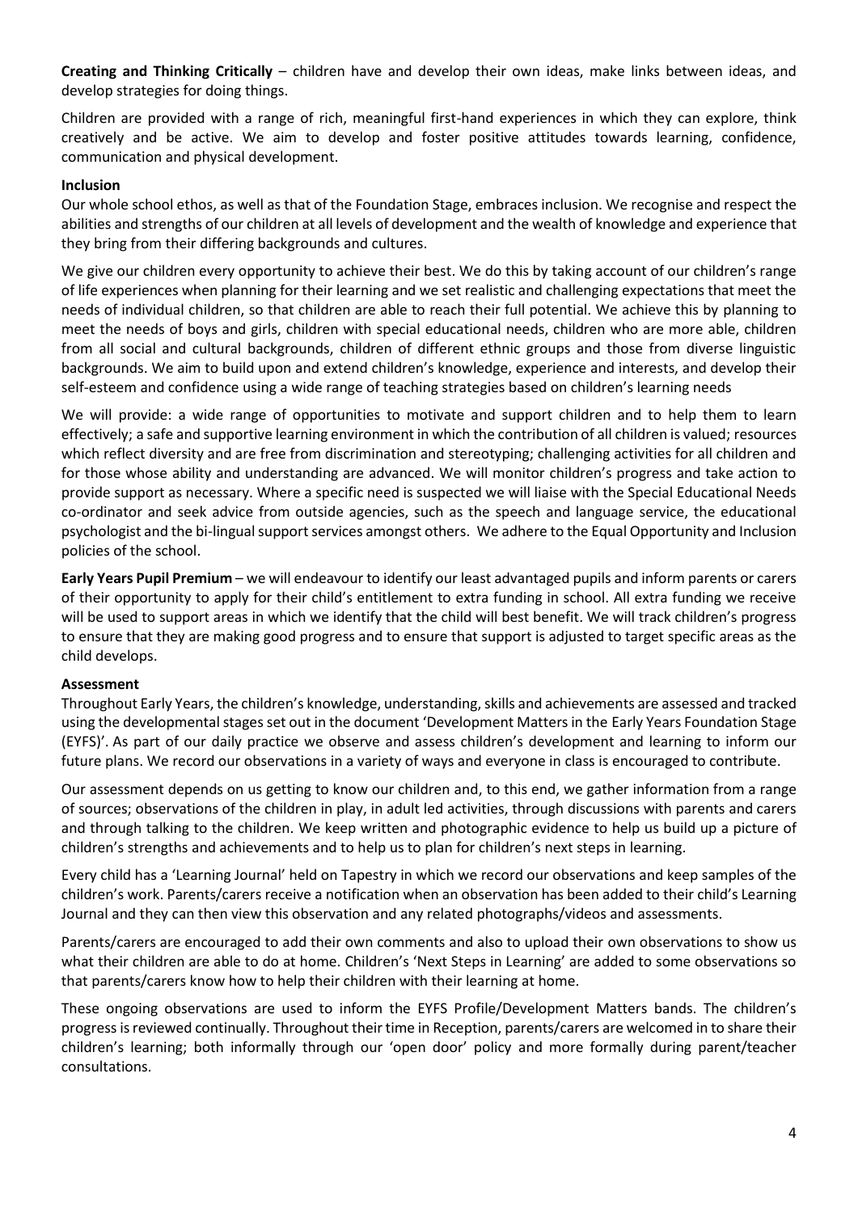**Creating and Thinking Critically** – children have and develop their own ideas, make links between ideas, and develop strategies for doing things.

Children are provided with a range of rich, meaningful first-hand experiences in which they can explore, think creatively and be active. We aim to develop and foster positive attitudes towards learning, confidence, communication and physical development.

**Inclusion**

Our whole school ethos, as well as that of the Foundation Stage, embraces inclusion. We recognise and respect the abilities and strengths of our children at all levels of development and the wealth of knowledge and experience that they bring from their differing backgrounds and cultures.

We give our children every opportunity to achieve their best. We do this by taking account of our children's range of life experiences when planning for their learning and we set realistic and challenging expectations that meet the needs of individual children, so that children are able to reach their full potential. We achieve this by planning to meet the needs of boys and girls, children with special educational needs, children who are more able, children from all social and cultural backgrounds, children of different ethnic groups and those from diverse linguistic backgrounds. We aim to build upon and extend children's knowledge, experience and interests, and develop their self-esteem and confidence using a wide range of teaching strategies based on children's learning needs

We will provide: a wide range of opportunities to motivate and support children and to help them to learn effectively; a safe and supportive learning environment in which the contribution of all children is valued; resources which reflect diversity and are free from discrimination and stereotyping; challenging activities for all children and for those whose ability and understanding are advanced. We will monitor children's progress and take action to provide support as necessary. Where a specific need is suspected we will liaise with the Special Educational Needs co-ordinator and seek advice from outside agencies, such as the speech and language service, the educational psychologist and the bi-lingual support services amongst others. We adhere to the Equal Opportunity and Inclusion policies of the school.

**Early Years Pupil Premium** – we will endeavour to identify our least advantaged pupils and inform parents or carers of their opportunity to apply for their child's entitlement to extra funding in school. All extra funding we receive will be used to support areas in which we identify that the child will best benefit. We will track children's progress to ensure that they are making good progress and to ensure that support is adjusted to target specific areas as the child develops.

**Assessment**

Throughout Early Years, the children's knowledge, understanding, skills and achievements are assessed and tracked using the developmental stages set out in the document 'Development Matters in the Early Years Foundation Stage (EYFS)'. As part of our daily practice we observe and assess children's development and learning to inform our future plans. We record our observations in a variety of ways and everyone in class is encouraged to contribute.

Our assessment depends on us getting to know our children and, to this end, we gather information from a range of sources; observations of the children in play, in adult led activities, through discussions with parents and carers and through talking to the children. We keep written and photographic evidence to help us build up a picture of children's strengths and achievements and to help us to plan for children's next steps in learning.

Every child has a 'Learning Journal' held on Tapestry in which we record our observations and keep samples of the children's work. Parents/carers receive a notification when an observation has been added to their child's Learning Journal and they can then view this observation and any related photographs/videos and assessments.

Parents/carers are encouraged to add their own comments and also to upload their own observations to show us what their children are able to do at home. Children's 'Next Steps in Learning' are added to some observations so that parents/carers know how to help their children with their learning at home.

These ongoing observations are used to inform the EYFS Profile/Development Matters bands. The children's progress is reviewed continually. Throughout their time in Reception, parents/carers are welcomed in to share their children's learning; both informally through our 'open door' policy and more formally during parent/teacher consultations.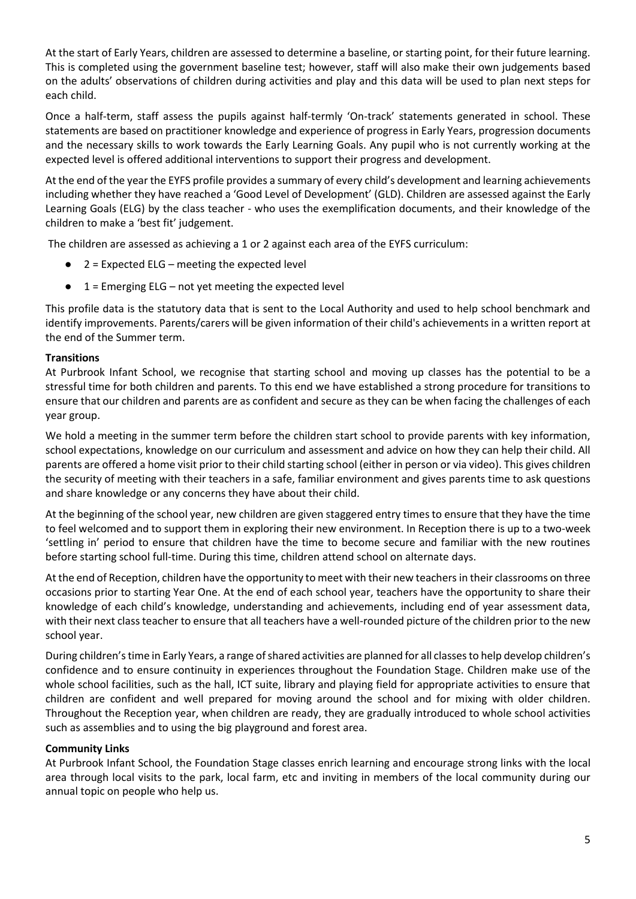At the start of Early Years, children are assessed to determine a baseline, or starting point, for their future learning. This is completed using the government baseline test; however, staff will also make their own judgements based on the adults' observations of children during activities and play and this data will be used to plan next steps for each child.

Once a half-term, staff assess the pupils against half-termly 'On-track' statements generated in school. These statements are based on practitioner knowledge and experience of progress in Early Years, progression documents and the necessary skills to work towards the Early Learning Goals. Any pupil who is not currently working at the expected level is offered additional interventions to support their progress and development.

At the end of the year the EYFS profile provides a summary of every child's development and learning achievements including whether they have reached a 'Good Level of Development' (GLD). Children are assessed against the Early Learning Goals (ELG) by the class teacher - who uses the exemplification documents, and their knowledge of the children to make a 'best fit' judgement.

The children are assessed as achieving a 1 or 2 against each area of the EYFS curriculum:

- 2 = Expected ELG – meeting the expected level
- 1 = Emerging ELG – not yet meeting the expected level

This profile data is the statutory data that is sent to the Local Authority and used to help school benchmark and identify improvements. Parents/carers will be given information of their child's achievements in a written report at the end of the Summer term.

**Transitions**

At Purbrook Infant School, we recognise that starting school and moving up classes has the potential to be a stressful time for both children and parents. To this end we have established a strong procedure for transitions to ensure that our children and parents are as confident and secure as they can be when facing the challenges of each year group.

We hold a meeting in the summer term before the children start school to provide parents with key information, school expectations, knowledge on our curriculum and assessment and advice on how they can help their child. All parents are offered a home visit prior to their child starting school (either in person or via video). This gives children the security of meeting with their teachers in a safe, familiar environment and gives parents time to ask questions and share knowledge or any concerns they have about their child.

At the beginning of the school year, new children are given staggered entry times to ensure that they have the time to feel welcomed and to support them in exploring their new environment. In Reception there is up to a two-week 'settling in' period to ensure that children have the time to become secure and familiar with the new routines before starting school full-time. During this time, children attend school on alternate days.

At the end of Reception, children have the opportunity to meet with their new teachers in their classrooms on three occasions prior to starting Year One. At the end of each school year, teachers have the opportunity to share their knowledge of each child's knowledge, understanding and achievements, including end of year assessment data, with their next class teacher to ensure that all teachers have a well-rounded picture of the children prior to the new school year.

During children's time in Early Years, a range of shared activities are planned for all classes to help develop children's confidence and to ensure continuity in experiences throughout the Foundation Stage. Children make use of the whole school facilities, such as the hall, ICT suite, library and playing field for appropriate activities to ensure that children are confident and well prepared for moving around the school and for mixing with older children. Throughout the Reception year, when children are ready, they are gradually introduced to whole school activities such as assemblies and to using the big playground and forest area.

**Community Links**

At Purbrook Infant School, the Foundation Stage classes enrich learning and encourage strong links with the local area through local visits to the park, local farm, etc and inviting in members of the local community during our annual topic on people who help us.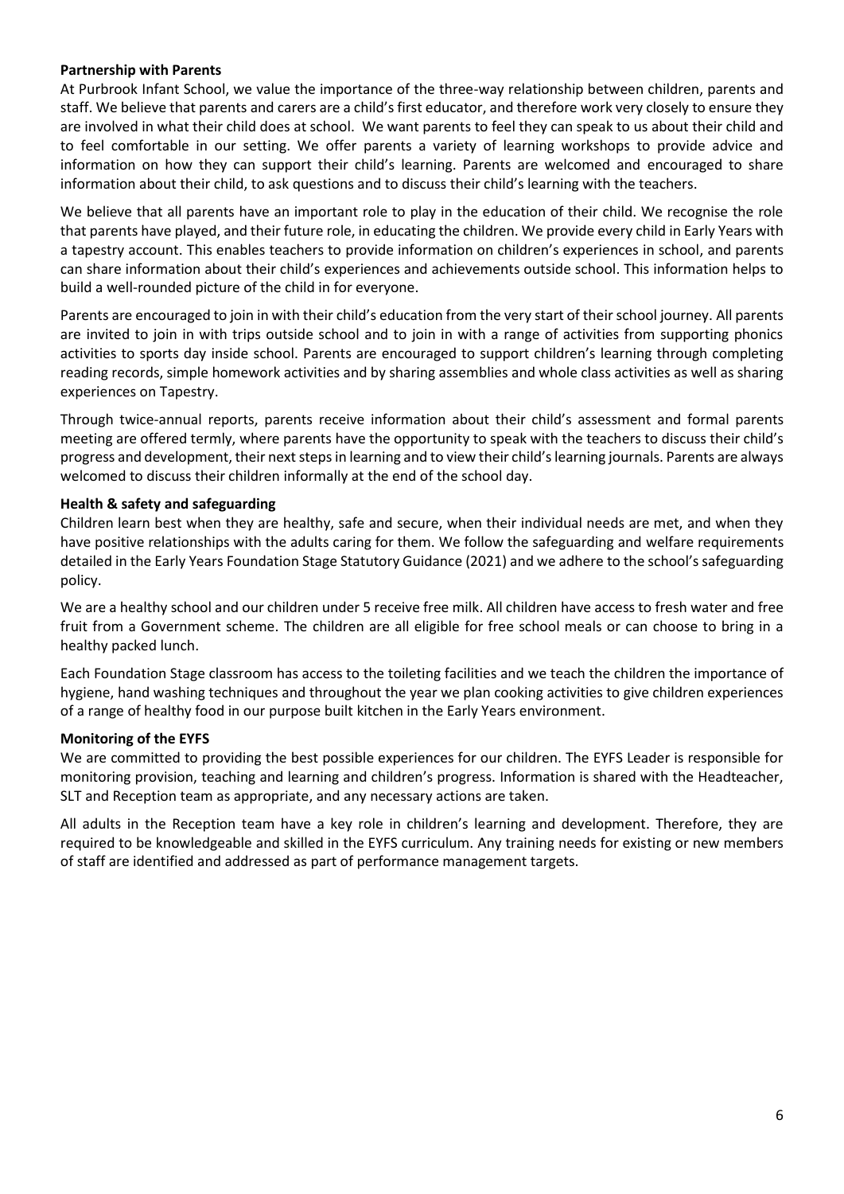**Partnership with Parents**

At Purbrook Infant School, we value the importance of the three-way relationship between children, parents and staff. We believe that parents and carers are a child's first educator, and therefore work very closely to ensure they are involved in what their child does at school. We want parents to feel they can speak to us about their child and to feel comfortable in our setting. We offer parents a variety of learning workshops to provide advice and information on how they can support their child's learning. Parents are welcomed and encouraged to share information about their child, to ask questions and to discuss their child's learning with the teachers.

We believe that all parents have an important role to play in the education of their child. We recognise the role that parents have played, and their future role, in educating the children. We provide every child in Early Years with a tapestry account. This enables teachers to provide information on children's experiences in school, and parents can share information about their child's experiences and achievements outside school. This information helps to build a well-rounded picture of the child in for everyone.

Parents are encouraged to join in with their child's education from the very start of their school journey. All parents are invited to join in with trips outside school and to join in with a range of activities from supporting phonics activities to sports day inside school. Parents are encouraged to support children's learning through completing reading records, simple homework activities and by sharing assemblies and whole class activities as well as sharing experiences on Tapestry.

Through twice-annual reports, parents receive information about their child's assessment and formal parents meeting are offered termly, where parents have the opportunity to speak with the teachers to discuss their child's progress and development, their next steps in learning and to view their child's learning journals. Parents are always welcomed to discuss their children informally at the end of the school day.

**Health & safety and safeguarding**

Children learn best when they are healthy, safe and secure, when their individual needs are met, and when they have positive relationships with the adults caring for them. We follow the safeguarding and welfare requirements detailed in the Early Years Foundation Stage Statutory Guidance (2021) and we adhere to the school's safeguarding policy.

We are a healthy school and our children under 5 receive free milk. All children have access to fresh water and free fruit from a Government scheme. The children are all eligible for free school meals or can choose to bring in a healthy packed lunch.

Each Foundation Stage classroom has access to the toileting facilities and we teach the children the importance of hygiene, hand washing techniques and throughout the year we plan cooking activities to give children experiences of a range of healthy food in our purpose built kitchen in the Early Years environment.

**Monitoring of the EYFS**

We are committed to providing the best possible experiences for our children. The EYFS Leader is responsible for monitoring provision, teaching and learning and children's progress. Information is shared with the Headteacher, SLT and Reception team as appropriate, and any necessary actions are taken.

All adults in the Reception team have a key role in children's learning and development. Therefore, they are required to be knowledgeable and skilled in the EYFS curriculum. Any training needs for existing or new members of staff are identified and addressed as part of performance management targets.